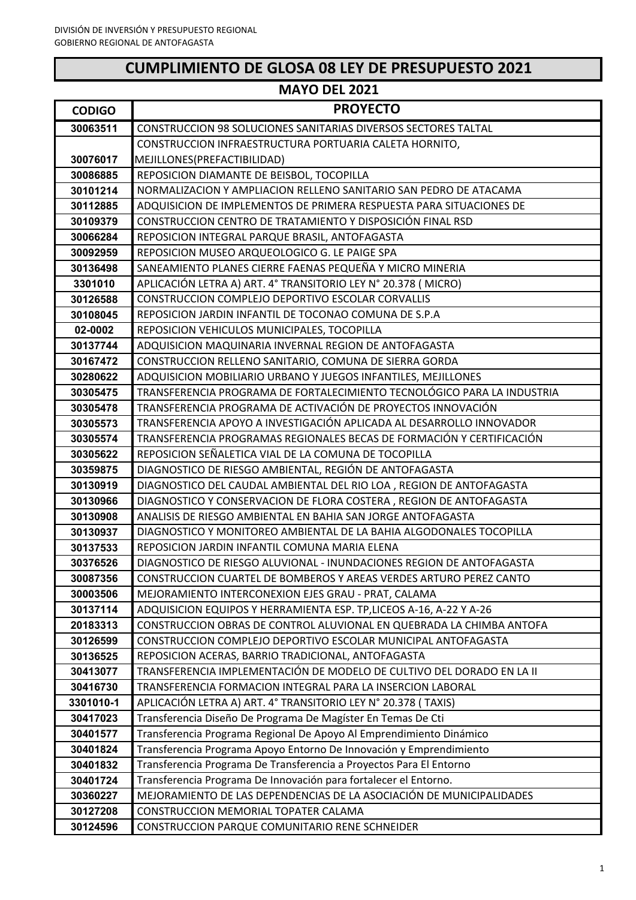DIVISIÓN DE INVERSIÓN Y PRESUPUESTO REGIONAL
GOBIERNO REGIONAL DE ANTOFAGASTA

# CUMPLIMIENTO DE GLOSA 08 LEY DE PRESUPUESTO 2021

## MAYO DEL 2021

| CODIGO | PROYECTO |
|---|---|
| 30063511 | CONSTRUCCION 98 SOLUCIONES SANITARIAS DIVERSOS SECTORES TALTAL |
| 30076017 | CONSTRUCCION INFRAESTRUCTURA PORTUARIA CALETA HORNITO, MEJILLONES(PREFACTIBILIDAD) |
| 30086885 | REPOSICION DIAMANTE DE BEISBOL, TOCOPILLA |
| 30101214 | NORMALIZACION Y AMPLIACION RELLENO SANITARIO SAN PEDRO DE ATACAMA |
| 30112885 | ADQUISICION DE IMPLEMENTOS DE PRIMERA RESPUESTA PARA SITUACIONES DE |
| 30109379 | CONSTRUCCION CENTRO DE TRATAMIENTO Y DISPOSICIÓN FINAL RSD |
| 30066284 | REPOSICION INTEGRAL PARQUE BRASIL, ANTOFAGASTA |
| 30092959 | REPOSICION MUSEO ARQUEOLOGICO G. LE PAIGE SPA |
| 30136498 | SANEAMIENTO PLANES CIERRE FAENAS PEQUEÑA Y MICRO MINERIA |
| 3301010 | APLICACIÓN LETRA A) ART. 4° TRANSITORIO LEY N° 20.378 ( MICRO) |
| 30126588 | CONSTRUCCION COMPLEJO DEPORTIVO ESCOLAR CORVALLIS |
| 30108045 | REPOSICION JARDIN INFANTIL DE TOCONAO COMUNA DE S.P.A |
| 02-0002 | REPOSICION VEHICULOS MUNICIPALES, TOCOPILLA |
| 30137744 | ADQUISICION MAQUINARIA INVERNAL REGION DE ANTOFAGASTA |
| 30167472 | CONSTRUCCION RELLENO SANITARIO, COMUNA DE SIERRA GORDA |
| 30280622 | ADQUISICION MOBILIARIO URBANO Y JUEGOS INFANTILES, MEJILLONES |
| 30305475 | TRANSFERENCIA PROGRAMA DE FORTALECIMIENTO TECNOLÓGICO PARA LA INDUSTRIA |
| 30305478 | TRANSFERENCIA PROGRAMA DE ACTIVACIÓN DE PROYECTOS INNOVACIÓN |
| 30305573 | TRANSFERENCIA APOYO A INVESTIGACIÓN APLICADA AL DESARROLLO INNOVADOR |
| 30305574 | TRANSFERENCIA PROGRAMAS REGIONALES BECAS DE FORMACIÓN Y CERTIFICACIÓN |
| 30305622 | REPOSICION SEÑALETICA VIAL DE LA COMUNA DE TOCOPILLA |
| 30359875 | DIAGNOSTICO DE RIESGO AMBIENTAL, REGIÓN DE ANTOFAGASTA |
| 30130919 | DIAGNOSTICO DEL CAUDAL AMBIENTAL DEL RIO LOA , REGION DE ANTOFAGASTA |
| 30130966 | DIAGNOSTICO Y CONSERVACION DE FLORA COSTERA , REGION DE ANTOFAGASTA |
| 30130908 | ANALISIS DE RIESGO AMBIENTAL EN BAHIA SAN JORGE ANTOFAGASTA |
| 30130937 | DIAGNOSTICO Y MONITOREO AMBIENTAL DE LA BAHIA ALGODONALES TOCOPILLA |
| 30137533 | REPOSICION JARDIN INFANTIL COMUNA MARIA ELENA |
| 30376526 | DIAGNOSTICO DE RIESGO ALUVIONAL - INUNDACIONES REGION DE ANTOFAGASTA |
| 30087356 | CONSTRUCCION CUARTEL DE BOMBEROS Y AREAS VERDES ARTURO PEREZ CANTO |
| 30003506 | MEJORAMIENTO INTERCONEXION EJES GRAU - PRAT, CALAMA |
| 30137114 | ADQUISICION EQUIPOS Y HERRAMIENTA ESP. TP,LICEOS A-16, A-22 Y A-26 |
| 20183313 | CONSTRUCCION OBRAS DE CONTROL ALUVIONAL EN QUEBRADA LA CHIMBA ANTOFA |
| 30126599 | CONSTRUCCION COMPLEJO DEPORTIVO ESCOLAR MUNICIPAL ANTOFAGASTA |
| 30136525 | REPOSICION ACERAS, BARRIO TRADICIONAL, ANTOFAGASTA |
| 30413077 | TRANSFERENCIA IMPLEMENTACIÓN DE MODELO DE CULTIVO DEL DORADO EN LA II |
| 30416730 | TRANSFERENCIA FORMACION INTEGRAL PARA LA INSERCION LABORAL |
| 3301010-1 | APLICACIÓN LETRA A) ART. 4° TRANSITORIO LEY N° 20.378 ( TAXIS) |
| 30417023 | Transferencia Diseño De Programa De Magíster En Temas De Cti |
| 30401577 | Transferencia Programa Regional De Apoyo Al Emprendimiento Dinámico |
| 30401824 | Transferencia Programa Apoyo Entorno De Innovación y Emprendimiento |
| 30401832 | Transferencia Programa De Transferencia a Proyectos Para El Entorno |
| 30401724 | Transferencia Programa De Innovación para fortalecer el Entorno. |
| 30360227 | MEJORAMIENTO DE LAS DEPENDENCIAS DE LA ASOCIACIÓN DE MUNICIPALIDADES |
| 30127208 | CONSTRUCCION MEMORIAL TOPATER CALAMA |
| 30124596 | CONSTRUCCION PARQUE COMUNITARIO RENE SCHNEIDER |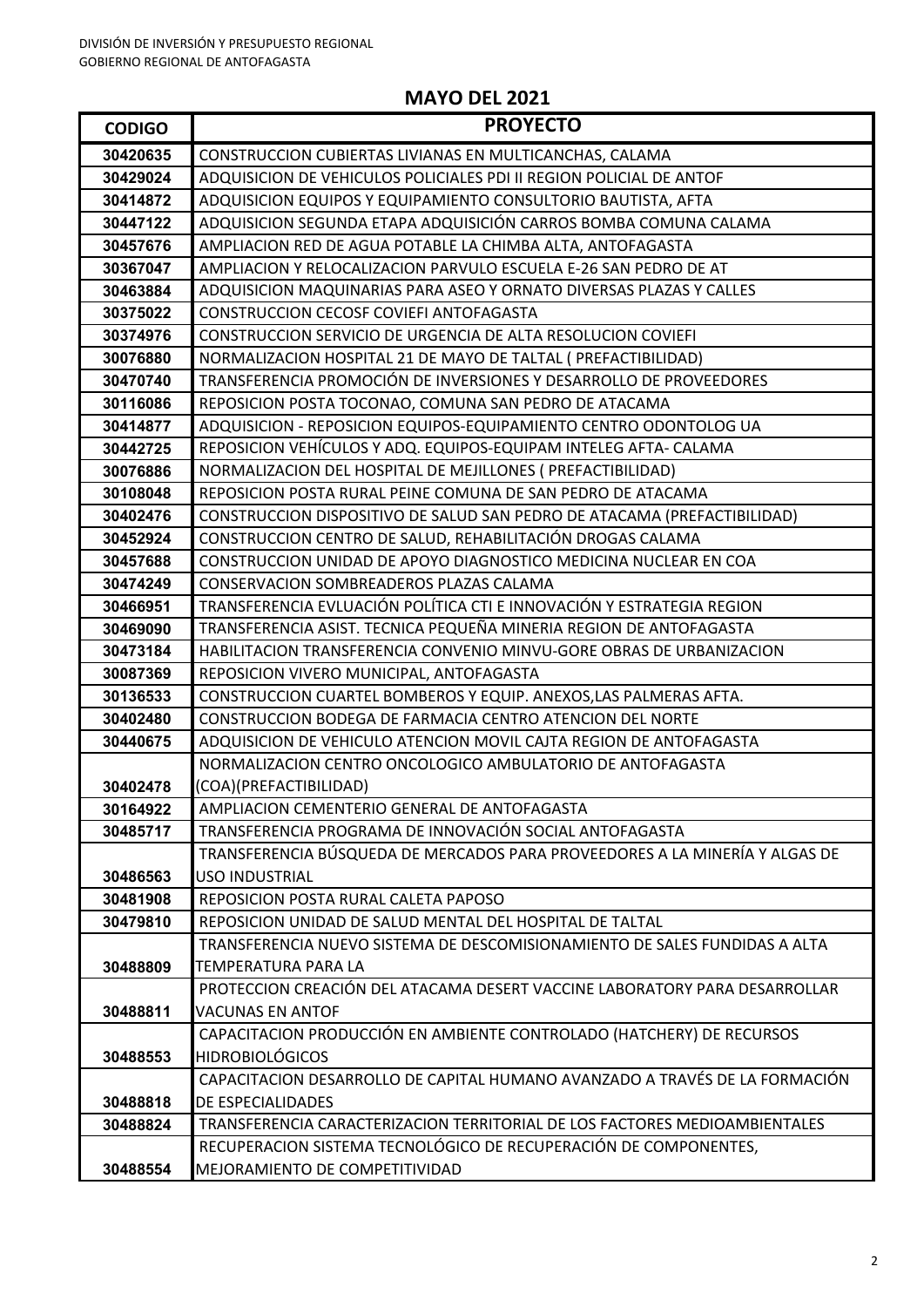DIVISIÓN DE INVERSIÓN Y PRESUPUESTO REGIONAL
GOBIERNO REGIONAL DE ANTOFAGASTA

## MAYO DEL 2021

| CODIGO | PROYECTO |
|---|---|
| 30420635 | CONSTRUCCION CUBIERTAS LIVIANAS EN MULTICANCHAS, CALAMA |
| 30429024 | ADQUISICION DE VEHICULOS POLICIALES PDI II REGION POLICIAL DE ANTOF |
| 30414872 | ADQUISICION EQUIPOS Y EQUIPAMIENTO CONSULTORIO BAUTISTA, AFTA |
| 30447122 | ADQUISICION SEGUNDA ETAPA ADQUISICIÓN CARROS BOMBA COMUNA CALAMA |
| 30457676 | AMPLIACION RED DE AGUA POTABLE LA CHIMBA ALTA, ANTOFAGASTA |
| 30367047 | AMPLIACION Y RELOCALIZACION PARVULO ESCUELA E-26 SAN PEDRO DE AT |
| 30463884 | ADQUISICION MAQUINARIAS PARA ASEO Y ORNATO DIVERSAS PLAZAS Y CALLES |
| 30375022 | CONSTRUCCION CECOSF COVIEFI ANTOFAGASTA |
| 30374976 | CONSTRUCCION SERVICIO DE URGENCIA DE ALTA RESOLUCION COVIEFI |
| 30076880 | NORMALIZACION HOSPITAL 21 DE MAYO DE TALTAL ( PREFACTIBILIDAD) |
| 30470740 | TRANSFERENCIA PROMOCIÓN DE INVERSIONES Y DESARROLLO DE PROVEEDORES |
| 30116086 | REPOSICION POSTA TOCONAO, COMUNA SAN PEDRO DE ATACAMA |
| 30414877 | ADQUISICION - REPOSICION EQUIPOS-EQUIPAMIENTO CENTRO ODONTOLOG UA |
| 30442725 | REPOSICION VEHÍCULOS Y ADQ. EQUIPOS-EQUIPAM INTELEG AFTA- CALAMA |
| 30076886 | NORMALIZACION DEL HOSPITAL DE MEJILLONES ( PREFACTIBILIDAD) |
| 30108048 | REPOSICION POSTA RURAL PEINE COMUNA DE SAN PEDRO DE ATACAMA |
| 30402476 | CONSTRUCCION DISPOSITIVO DE SALUD SAN PEDRO DE ATACAMA (PREFACTIBILIDAD) |
| 30452924 | CONSTRUCCION CENTRO DE SALUD, REHABILITACIÓN DROGAS CALAMA |
| 30457688 | CONSTRUCCION UNIDAD DE APOYO DIAGNOSTICO MEDICINA NUCLEAR EN COA |
| 30474249 | CONSERVACION SOMBREADEROS PLAZAS CALAMA |
| 30466951 | TRANSFERENCIA EVLUACIÓN POLÍTICA CTI E INNOVACIÓN Y ESTRATEGIA REGION |
| 30469090 | TRANSFERENCIA ASIST. TECNICA PEQUEÑA MINERIA REGION DE ANTOFAGASTA |
| 30473184 | HABILITACION TRANSFERENCIA CONVENIO MINVU-GORE OBRAS DE URBANIZACION |
| 30087369 | REPOSICION VIVERO MUNICIPAL, ANTOFAGASTA |
| 30136533 | CONSTRUCCION CUARTEL BOMBEROS Y EQUIP. ANEXOS,LAS PALMERAS AFTA. |
| 30402480 | CONSTRUCCION BODEGA DE FARMACIA CENTRO ATENCION DEL NORTE |
| 30440675 | ADQUISICION DE VEHICULO ATENCION MOVIL CAJTA REGION DE ANTOFAGASTA |
| 30402478 | NORMALIZACION CENTRO ONCOLOGICO AMBULATORIO DE ANTOFAGASTA (COA)(PREFACTIBILIDAD) |
| 30164922 | AMPLIACION CEMENTERIO GENERAL DE ANTOFAGASTA |
| 30485717 | TRANSFERENCIA PROGRAMA DE INNOVACIÓN SOCIAL ANTOFAGASTA |
| 30486563 | TRANSFERENCIA BÚSQUEDA DE MERCADOS PARA PROVEEDORES A LA MINERÍA Y ALGAS DE USO INDUSTRIAL |
| 30481908 | REPOSICION POSTA RURAL CALETA PAPOSO |
| 30479810 | REPOSICION UNIDAD DE SALUD MENTAL DEL HOSPITAL DE TALTAL |
| 30488809 | TRANSFERENCIA NUEVO SISTEMA DE DESCOMISIONAMIENTO DE SALES FUNDIDAS A ALTA TEMPERATURA PARA LA |
| 30488811 | PROTECCION CREACIÓN DEL ATACAMA DESERT VACCINE LABORATORY PARA DESARROLLAR VACUNAS EN ANTOF |
| 30488553 | CAPACITACION PRODUCCIÓN EN AMBIENTE CONTROLADO (HATCHERY) DE RECURSOS HIDROBIOLÓGICOS |
| 30488818 | CAPACITACION DESARROLLO DE CAPITAL HUMANO AVANZADO A TRAVÉS DE LA FORMACIÓN DE ESPECIALIDADES |
| 30488824 | TRANSFERENCIA CARACTERIZACION TERRITORIAL DE LOS FACTORES MEDIOAMBIENTALES |
| 30488554 | RECUPERACION SISTEMA TECNOLÓGICO DE RECUPERACIÓN DE COMPONENTES, MEJORAMIENTO DE COMPETITIVIDAD |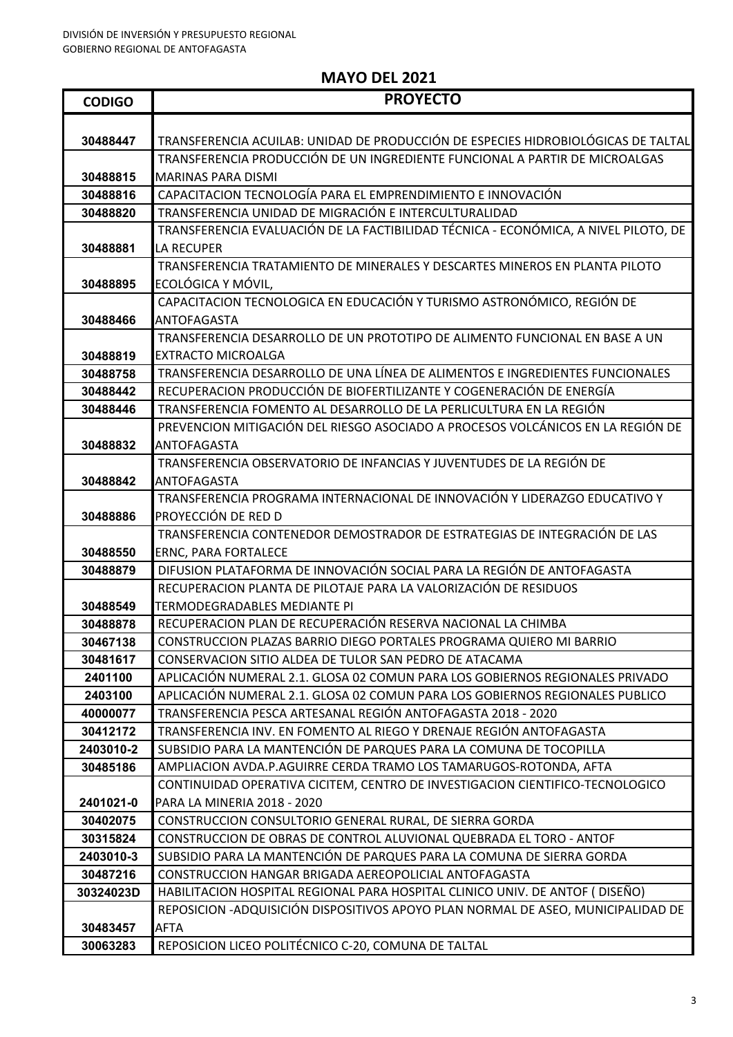DIVISIÓN DE INVERSIÓN Y PRESUPUESTO REGIONAL
GOBIERNO REGIONAL DE ANTOFAGASTA

## MAYO DEL 2021

| CODIGO | PROYECTO |
|---|---|
| 30488447 | TRANSFERENCIA ACUILAB: UNIDAD DE PRODUCCIÓN DE ESPECIES HIDROBIOLÓGICAS DE TALTAL |
| 30488815 | TRANSFERENCIA PRODUCCIÓN DE UN INGREDIENTE FUNCIONAL A PARTIR DE MICROALGAS MARINAS PARA DISMI |
| 30488816 | CAPACITACION TECNOLOGÍA PARA EL EMPRENDIMIENTO E INNOVACIÓN |
| 30488820 | TRANSFERENCIA UNIDAD DE MIGRACIÓN E INTERCULTURALIDAD |
| 30488881 | TRANSFERENCIA EVALUACIÓN DE LA FACTIBILIDAD TÉCNICA - ECONÓMICA, A NIVEL PILOTO, DE LA RECUPER |
| 30488895 | TRANSFERENCIA TRATAMIENTO DE MINERALES Y DESCARTES MINEROS EN PLANTA PILOTO ECOLÓGICA Y MÓVIL, |
| 30488466 | CAPACITACION TECNOLOGICA EN EDUCACIÓN Y TURISMO ASTRONÓMICO, REGIÓN DE ANTOFAGASTA |
| 30488819 | TRANSFERENCIA DESARROLLO DE UN PROTOTIPO DE ALIMENTO FUNCIONAL EN BASE A UN EXTRACTO MICROALGA |
| 30488758 | TRANSFERENCIA DESARROLLO DE UNA LÍNEA DE ALIMENTOS E INGREDIENTES FUNCIONALES |
| 30488442 | RECUPERACION PRODUCCIÓN DE BIOFERTILIZANTE Y COGENERACIÓN DE ENERGÍA |
| 30488446 | TRANSFERENCIA FOMENTO AL DESARROLLO DE LA PERLICULTURA EN LA REGIÓN |
| 30488832 | PREVENCION MITIGACIÓN DEL RIESGO ASOCIADO A PROCESOS VOLCÁNICOS EN LA REGIÓN DE ANTOFAGASTA |
| 30488842 | TRANSFERENCIA OBSERVATORIO DE INFANCIAS Y JUVENTUDES DE LA REGIÓN DE ANTOFAGASTA |
| 30488886 | TRANSFERENCIA PROGRAMA INTERNACIONAL DE INNOVACIÓN Y LIDERAZGO EDUCATIVO Y PROYECCIÓN DE RED D |
| 30488550 | TRANSFERENCIA CONTENEDOR DEMOSTRADOR DE ESTRATEGIAS DE INTEGRACIÓN DE LAS ERNC, PARA FORTALECE |
| 30488879 | DIFUSION PLATAFORMA DE INNOVACIÓN SOCIAL PARA LA REGIÓN DE ANTOFAGASTA |
| 30488549 | RECUPERACION PLANTA DE PILOTAJE PARA LA VALORIZACIÓN DE RESIDUOS TERMODEGRADABLES MEDIANTE PI |
| 30488878 | RECUPERACION PLAN DE RECUPERACIÓN RESERVA NACIONAL LA CHIMBA |
| 30467138 | CONSTRUCCION PLAZAS BARRIO DIEGO PORTALES PROGRAMA QUIERO MI BARRIO |
| 30481617 | CONSERVACION SITIO ALDEA DE TULOR SAN PEDRO DE ATACAMA |
| 2401100 | APLICACIÓN NUMERAL 2.1. GLOSA 02 COMUN PARA LOS GOBIERNOS REGIONALES PRIVADO |
| 2403100 | APLICACIÓN NUMERAL 2.1. GLOSA 02 COMUN PARA LOS GOBIERNOS REGIONALES PUBLICO |
| 40000077 | TRANSFERENCIA PESCA ARTESANAL REGIÓN ANTOFAGASTA 2018 - 2020 |
| 30412172 | TRANSFERENCIA INV. EN FOMENTO AL RIEGO Y DRENAJE REGIÓN ANTOFAGASTA |
| 2403010-2 | SUBSIDIO PARA LA MANTENCIÓN DE PARQUES PARA LA COMUNA DE TOCOPILLA |
| 30485186 | AMPLIACION AVDA.P.AGUIRRE CERDA TRAMO LOS TAMARUGOS-ROTONDA, AFTA |
| 2401021-0 | CONTINUIDAD OPERATIVA CICITEM, CENTRO DE INVESTIGACION CIENTIFICO-TECNOLOGICO PARA LA MINERIA 2018 - 2020 |
| 30402075 | CONSTRUCCION CONSULTORIO GENERAL RURAL, DE SIERRA GORDA |
| 30315824 | CONSTRUCCION DE OBRAS DE CONTROL ALUVIONAL QUEBRADA EL TORO - ANTOF |
| 2403010-3 | SUBSIDIO PARA LA MANTENCIÓN DE PARQUES PARA LA COMUNA DE SIERRA GORDA |
| 30487216 | CONSTRUCCION HANGAR BRIGADA AEREOPOLICIAL ANTOFAGASTA |
| 30324023D | HABILITACION HOSPITAL REGIONAL PARA HOSPITAL CLINICO UNIV. DE ANTOF ( DISEÑO) |
| 30483457 | REPOSICION -ADQUISICIÓN DISPOSITIVOS APOYO PLAN NORMAL DE ASEO, MUNICIPALIDAD DE AFTA |
| 30063283 | REPOSICION LICEO POLITÉCNICO C-20, COMUNA DE TALTAL |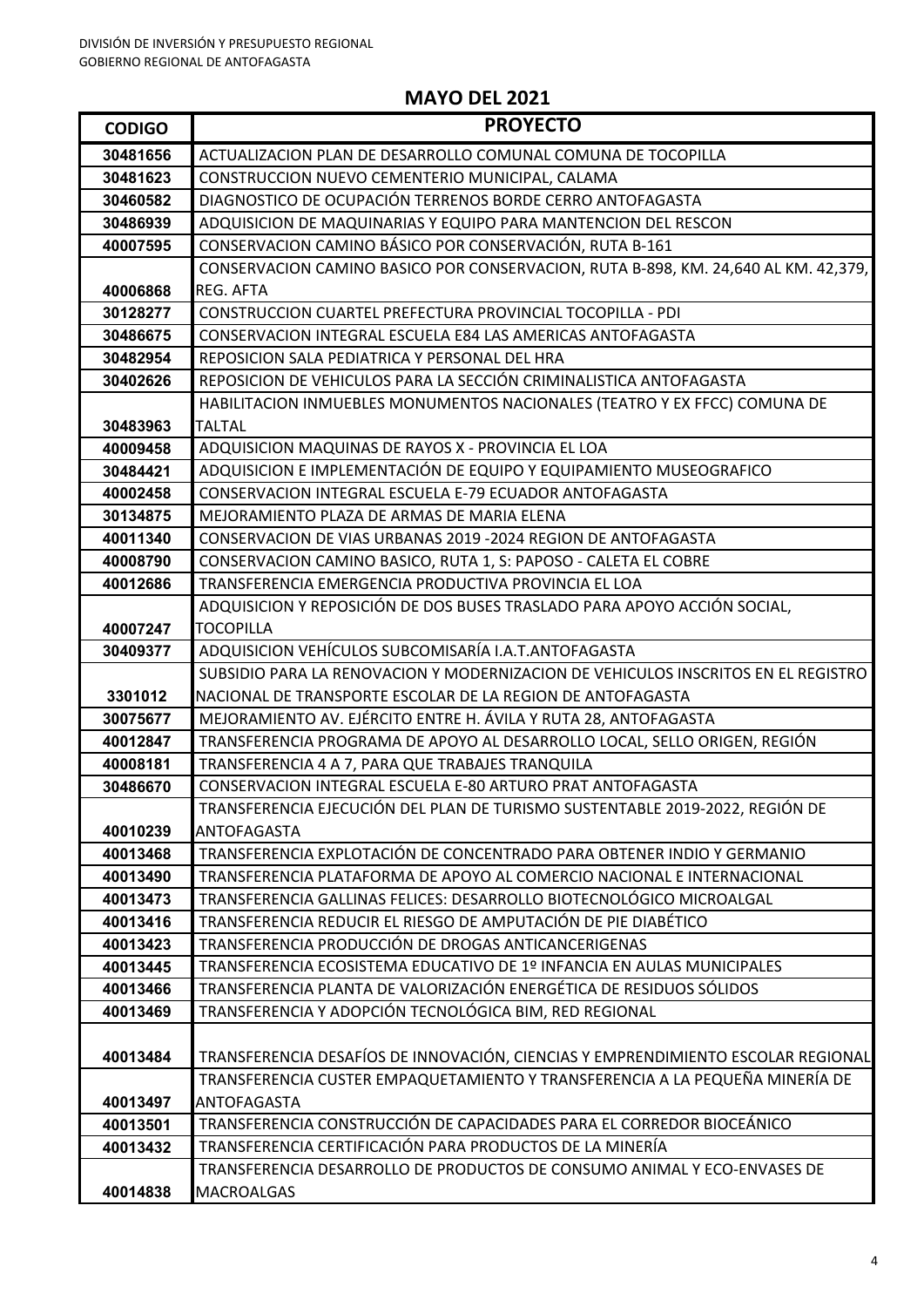DIVISIÓN DE INVERSIÓN Y PRESUPUESTO REGIONAL
GOBIERNO REGIONAL DE ANTOFAGASTA

## MAYO DEL 2021

| CODIGO | PROYECTO |
|---|---|
| 30481656 | ACTUALIZACION PLAN DE DESARROLLO COMUNAL COMUNA DE TOCOPILLA |
| 30481623 | CONSTRUCCION NUEVO CEMENTERIO MUNICIPAL, CALAMA |
| 30460582 | DIAGNOSTICO DE OCUPACIÓN TERRENOS BORDE CERRO ANTOFAGASTA |
| 30486939 | ADQUISICION DE MAQUINARIAS Y EQUIPO PARA MANTENCION DEL RESCON |
| 40007595 | CONSERVACION CAMINO BÁSICO POR CONSERVACIÓN, RUTA B-161 |
| 40006868 | CONSERVACION CAMINO BASICO POR CONSERVACION, RUTA B-898, KM. 24,640 AL KM. 42,379, REG. AFTA |
| 30128277 | CONSTRUCCION CUARTEL PREFECTURA PROVINCIAL TOCOPILLA - PDI |
| 30486675 | CONSERVACION INTEGRAL ESCUELA E84 LAS AMERICAS ANTOFAGASTA |
| 30482954 | REPOSICION SALA PEDIATRICA Y PERSONAL DEL HRA |
| 30402626 | REPOSICION DE VEHICULOS PARA LA SECCIÓN CRIMINALISTICA ANTOFAGASTA |
| 30483963 | HABILITACION INMUEBLES MONUMENTOS NACIONALES (TEATRO Y EX FFCC) COMUNA DE TALTAL |
| 40009458 | ADQUISICION MAQUINAS DE RAYOS X - PROVINCIA EL LOA |
| 30484421 | ADQUISICION E IMPLEMENTACIÓN DE EQUIPO Y EQUIPAMIENTO MUSEOGRAFICO |
| 40002458 | CONSERVACION INTEGRAL ESCUELA E-79 ECUADOR ANTOFAGASTA |
| 30134875 | MEJORAMIENTO PLAZA DE ARMAS DE MARIA ELENA |
| 40011340 | CONSERVACION DE VIAS URBANAS 2019 -2024 REGION DE ANTOFAGASTA |
| 40008790 | CONSERVACION CAMINO BASICO, RUTA 1, S: PAPOSO - CALETA EL COBRE |
| 40012686 | TRANSFERENCIA EMERGENCIA PRODUCTIVA PROVINCIA EL LOA |
| 40007247 | ADQUISICION Y REPOSICIÓN DE DOS BUSES TRASLADO PARA APOYO ACCIÓN SOCIAL, TOCOPILLA |
| 30409377 | ADQUISICION VEHÍCULOS SUBCOMISARÍA I.A.T.ANTOFAGASTA |
| 3301012 | SUBSIDIO PARA LA RENOVACION Y MODERNIZACION DE VEHICULOS INSCRITOS EN EL REGISTRO NACIONAL DE TRANSPORTE ESCOLAR DE LA REGION DE ANTOFAGASTA |
| 30075677 | MEJORAMIENTO AV. EJÉRCITO ENTRE H. ÁVILA Y RUTA 28, ANTOFAGASTA |
| 40012847 | TRANSFERENCIA PROGRAMA DE APOYO AL DESARROLLO LOCAL, SELLO ORIGEN, REGIÓN |
| 40008181 | TRANSFERENCIA 4 A 7, PARA QUE TRABAJES TRANQUILA |
| 30486670 | CONSERVACION INTEGRAL ESCUELA E-80 ARTURO PRAT ANTOFAGASTA |
| 40010239 | TRANSFERENCIA EJECUCIÓN DEL PLAN DE TURISMO SUSTENTABLE 2019-2022, REGIÓN DE ANTOFAGASTA |
| 40013468 | TRANSFERENCIA EXPLOTACIÓN DE CONCENTRADO PARA OBTENER INDIO Y GERMANIO |
| 40013490 | TRANSFERENCIA PLATAFORMA DE APOYO AL COMERCIO NACIONAL E INTERNACIONAL |
| 40013473 | TRANSFERENCIA GALLINAS FELICES: DESARROLLO BIOTECNOLÓGICO MICROALGAL |
| 40013416 | TRANSFERENCIA REDUCIR EL RIESGO DE AMPUTACIÓN DE PIE DIABÉTICO |
| 40013423 | TRANSFERENCIA PRODUCCIÓN DE DROGAS ANTICANCERIGENAS |
| 40013445 | TRANSFERENCIA ECOSISTEMA EDUCATIVO DE 1º INFANCIA EN AULAS MUNICIPALES |
| 40013466 | TRANSFERENCIA PLANTA DE VALORIZACIÓN ENERGÉTICA DE RESIDUOS SÓLIDOS |
| 40013469 | TRANSFERENCIA Y ADOPCIÓN TECNOLÓGICA BIM, RED REGIONAL |
| 40013484 | TRANSFERENCIA DESAFÍOS DE INNOVACIÓN, CIENCIAS Y EMPRENDIMIENTO ESCOLAR REGIONAL |
| 40013497 | TRANSFERENCIA CUSTER EMPAQUETAMIENTO Y TRANSFERENCIA A LA PEQUEÑA MINERÍA DE ANTOFAGASTA |
| 40013501 | TRANSFERENCIA CONSTRUCCIÓN DE CAPACIDADES PARA EL CORREDOR BIOCEÁNICO |
| 40013432 | TRANSFERENCIA CERTIFICACIÓN PARA PRODUCTOS DE LA MINERÍA |
| 40014838 | TRANSFERENCIA DESARROLLO DE PRODUCTOS DE CONSUMO ANIMAL Y ECO-ENVASES DE MACROALGAS |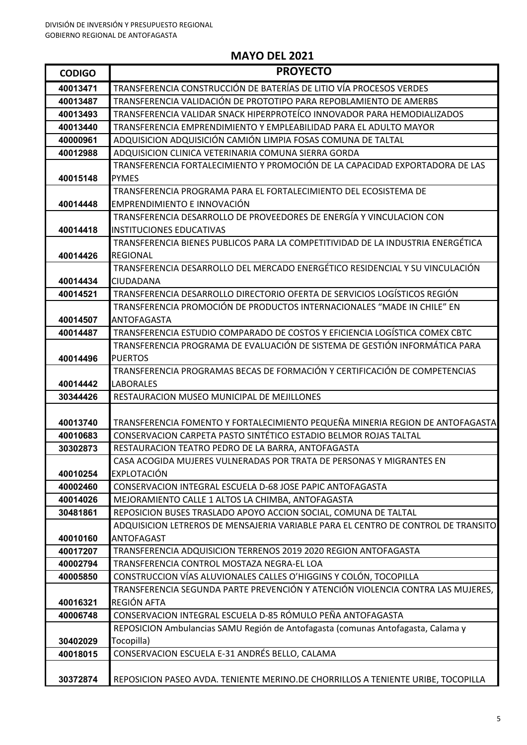DIVISIÓN DE INVERSIÓN Y PRESUPUESTO REGIONAL
GOBIERNO REGIONAL DE ANTOFAGASTA

## MAYO DEL 2021

| CODIGO | PROYECTO |
|---|---|
| 40013471 | TRANSFERENCIA CONSTRUCCIÓN DE BATERÍAS DE LITIO VÍA PROCESOS VERDES |
| 40013487 | TRANSFERENCIA VALIDACIÓN DE PROTOTIPO PARA REPOBLAMIENTO DE AMERBS |
| 40013493 | TRANSFERENCIA VALIDAR SNACK HIPERPROTEÍCO INNOVADOR PARA HEMODIALIZADOS |
| 40013440 | TRANSFERENCIA EMPRENDIMIENTO Y EMPLEABILIDAD PARA EL ADULTO MAYOR |
| 40000961 | ADQUISICION ADQUISICIÓN CAMIÓN LIMPIA FOSAS COMUNA DE TALTAL |
| 40012988 | ADQUISICION CLINICA VETERINARIA COMUNA SIERRA GORDA |
| 40015148 | TRANSFERENCIA FORTALECIMIENTO Y PROMOCIÓN DE LA CAPACIDAD EXPORTADORA DE LAS PYMES |
| 40014448 | TRANSFERENCIA PROGRAMA PARA EL FORTALECIMIENTO DEL ECOSISTEMA DE EMPRENDIMIENTO E INNOVACIÓN |
| 40014418 | TRANSFERENCIA DESARROLLO DE PROVEEDORES DE ENERGÍA Y VINCULACION CON INSTITUCIONES EDUCATIVAS |
| 40014426 | TRANSFERENCIA BIENES PUBLICOS PARA LA COMPETITIVIDAD DE LA INDUSTRIA ENERGÉTICA REGIONAL |
| 40014434 | TRANSFERENCIA DESARROLLO DEL MERCADO ENERGÉTICO RESIDENCIAL Y SU VINCULACIÓN CIUDADANA |
| 40014521 | TRANSFERENCIA DESARROLLO DIRECTORIO OFERTA DE SERVICIOS LOGÍSTICOS REGIÓN |
| 40014507 | TRANSFERENCIA PROMOCIÓN DE PRODUCTOS INTERNACIONALES "MADE IN CHILE" EN ANTOFAGASTA |
| 40014487 | TRANSFERENCIA ESTUDIO COMPARADO DE COSTOS Y EFICIENCIA LOGÍSTICA COMEX CBTC |
| 40014496 | TRANSFERENCIA PROGRAMA DE EVALUACIÓN DE SISTEMA DE GESTIÓN INFORMÁTICA PARA PUERTOS |
| 40014442 | TRANSFERENCIA PROGRAMAS BECAS DE FORMACIÓN Y CERTIFICACIÓN DE COMPETENCIAS LABORALES |
| 30344426 | RESTAURACION MUSEO MUNICIPAL DE MEJILLONES |
| 40013740 | TRANSFERENCIA FOMENTO Y FORTALECIMIENTO PEQUEÑA MINERIA REGION DE ANTOFAGASTA |
| 40010683 | CONSERVACION CARPETA PASTO SINTÉTICO ESTADIO BELMOR ROJAS TALTAL |
| 30302873 | RESTAURACION TEATRO PEDRO DE LA BARRA, ANTOFAGASTA |
| 40010254 | CASA ACOGIDA MUJERES VULNERADAS POR TRATA DE PERSONAS Y MIGRANTES EN EXPLOTACIÓN |
| 40002460 | CONSERVACION INTEGRAL ESCUELA D-68 JOSE PAPIC ANTOFAGASTA |
| 40014026 | MEJORAMIENTO CALLE 1 ALTOS LA CHIMBA, ANTOFAGASTA |
| 30481861 | REPOSICION BUSES TRASLADO APOYO ACCION SOCIAL, COMUNA DE TALTAL |
| 40010160 | ADQUISICION LETREROS DE MENSAJERIA VARIABLE PARA EL CENTRO DE CONTROL DE TRANSITO ANTOFAGAST |
| 40017207 | TRANSFERENCIA ADQUISICION TERRENOS 2019 2020 REGION ANTOFAGASTA |
| 40002794 | TRANSFERENCIA CONTROL MOSTAZA NEGRA-EL LOA |
| 40005850 | CONSTRUCCION VÍAS ALUVIONALES CALLES O'HIGGINS Y COLÓN, TOCOPILLA |
| 40016321 | TRANSFERENCIA SEGUNDA PARTE PREVENCIÓN Y ATENCIÓN VIOLENCIA CONTRA LAS MUJERES, REGIÓN AFTA |
| 40006748 | CONSERVACION INTEGRAL ESCUELA D-85 RÓMULO PEÑA ANTOFAGASTA |
| 30402029 | REPOSICION Ambulancias SAMU Región de Antofagasta (comunas Antofagasta, Calama y Tocopilla) |
| 40018015 | CONSERVACION ESCUELA E-31 ANDRÉS BELLO, CALAMA |
| 30372874 | REPOSICION PASEO AVDA. TENIENTE MERINO.DE CHORRILLOS A TENIENTE URIBE, TOCOPILLA |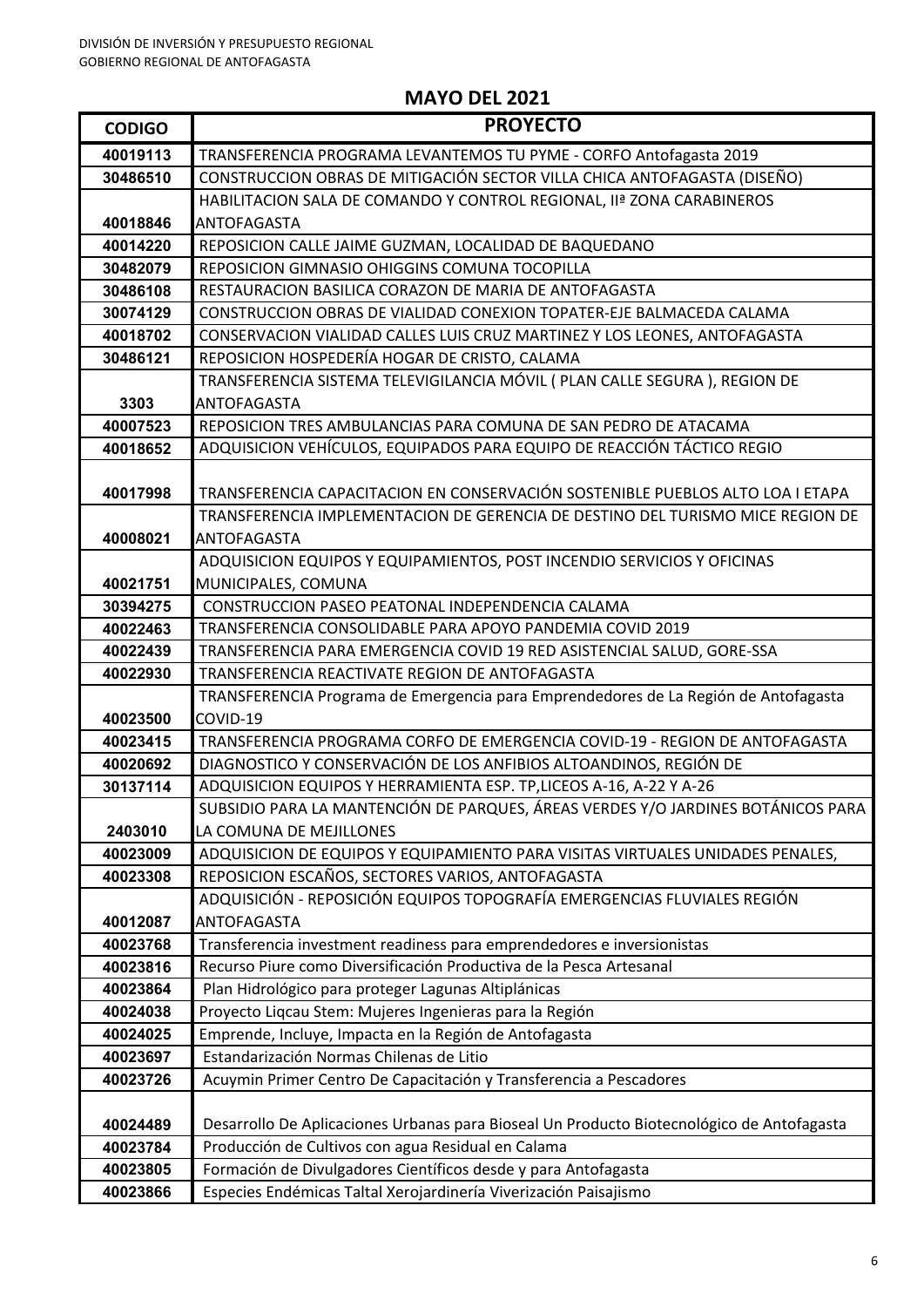DIVISIÓN DE INVERSIÓN Y PRESUPUESTO REGIONAL
GOBIERNO REGIONAL DE ANTOFAGASTA

## MAYO DEL 2021

| CODIGO | PROYECTO |
|---|---|
| 40019113 | TRANSFERENCIA PROGRAMA LEVANTEMOS TU PYME - CORFO Antofagasta 2019 |
| 30486510 | CONSTRUCCION OBRAS DE MITIGACIÓN SECTOR VILLA CHICA ANTOFAGASTA (DISEÑO) |
| 40018846 | HABILITACION SALA DE COMANDO Y CONTROL REGIONAL, IIª ZONA CARABINEROS ANTOFAGASTA |
| 40014220 | REPOSICION CALLE JAIME GUZMAN, LOCALIDAD DE BAQUEDANO |
| 30482079 | REPOSICION GIMNASIO OHIGGINS COMUNA TOCOPILLA |
| 30486108 | RESTAURACION BASILICA CORAZON DE MARIA DE ANTOFAGASTA |
| 30074129 | CONSTRUCCION OBRAS DE VIALIDAD CONEXION TOPATER-EJE BALMACEDA CALAMA |
| 40018702 | CONSERVACION VIALIDAD CALLES LUIS CRUZ MARTINEZ Y LOS LEONES, ANTOFAGASTA |
| 30486121 | REPOSICION HOSPEDERÍA HOGAR DE CRISTO, CALAMA |
| 3303 | TRANSFERENCIA SISTEMA TELEVIGILANCIA MÓVIL ( PLAN CALLE SEGURA ), REGION DE ANTOFAGASTA |
| 40007523 | REPOSICION TRES AMBULANCIAS PARA COMUNA DE SAN PEDRO DE ATACAMA |
| 40018652 | ADQUISICION VEHÍCULOS, EQUIPADOS PARA EQUIPO DE REACCIÓN TÁCTICO REGIO |
| 40017998 | TRANSFERENCIA CAPACITACION EN CONSERVACIÓN SOSTENIBLE PUEBLOS ALTO LOA I ETAPA |
| 40008021 | TRANSFERENCIA IMPLEMENTACION DE GERENCIA DE DESTINO DEL TURISMO MICE REGION DE ANTOFAGASTA |
| 40021751 | ADQUISICION EQUIPOS Y EQUIPAMIENTOS, POST INCENDIO SERVICIOS Y OFICINAS MUNICIPALES, COMUNA |
| 30394275 | CONSTRUCCION PASEO PEATONAL INDEPENDENCIA CALAMA |
| 40022463 | TRANSFERENCIA CONSOLIDABLE PARA APOYO PANDEMIA COVID 2019 |
| 40022439 | TRANSFERENCIA PARA EMERGENCIA COVID 19 RED ASISTENCIAL SALUD, GORE-SSA |
| 40022930 | TRANSFERENCIA REACTIVATE REGION DE ANTOFAGASTA |
| 40023500 | TRANSFERENCIA Programa de Emergencia para Emprendedores de La Región de Antofagasta COVID-19 |
| 40023415 | TRANSFERENCIA PROGRAMA CORFO DE EMERGENCIA COVID-19 - REGION DE ANTOFAGASTA |
| 40020692 | DIAGNOSTICO Y CONSERVACIÓN DE LOS ANFIBIOS ALTOANDINOS, REGIÓN DE |
| 30137114 | ADQUISICION EQUIPOS Y HERRAMIENTA ESP. TP,LICEOS A-16, A-22 Y A-26 |
| 2403010 | SUBSIDIO PARA LA MANTENCIÓN DE PARQUES, ÁREAS VERDES Y/O JARDINES BOTÁNICOS PARA LA COMUNA DE MEJILLONES |
| 40023009 | ADQUISICION DE EQUIPOS Y EQUIPAMIENTO PARA VISITAS VIRTUALES UNIDADES PENALES, |
| 40023308 | REPOSICION ESCAÑOS, SECTORES VARIOS, ANTOFAGASTA |
| 40012087 | ADQUISICIÓN - REPOSICIÓN EQUIPOS TOPOGRAFÍA EMERGENCIAS FLUVIALES REGIÓN ANTOFAGASTA |
| 40023768 | Transferencia investment readiness para emprendedores e inversionistas |
| 40023816 | Recurso Piure como Diversificación Productiva de la Pesca Artesanal |
| 40023864 | Plan Hidrológico para proteger Lagunas Altiplánicas |
| 40024038 | Proyecto Liqcau Stem: Mujeres Ingenieras para la Región |
| 40024025 | Emprende, Incluye, Impacta en la Región de Antofagasta |
| 40023697 | Estandarización Normas Chilenas de Litio |
| 40023726 | Acuymin Primer Centro De Capacitación y Transferencia a Pescadores |
| 40024489 | Desarrollo De Aplicaciones Urbanas para Bioseal Un Producto Biotecnológico de Antofagasta |
| 40023784 | Producción de Cultivos con agua Residual en Calama |
| 40023805 | Formación de Divulgadores Científicos desde y para Antofagasta |
| 40023866 | Especies Endémicas Taltal Xerojardinería Viverización Paisajismo |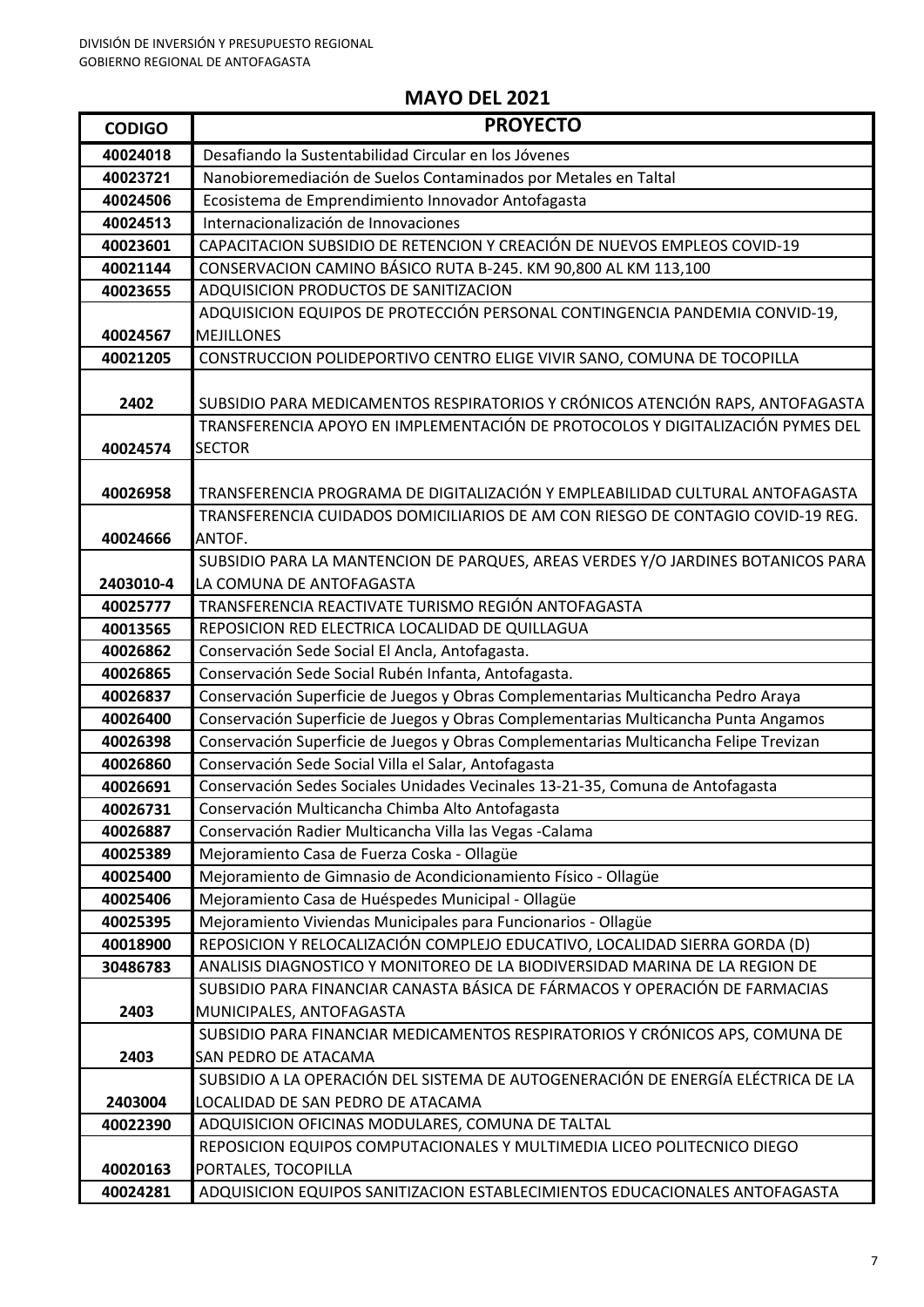DIVISIÓN DE INVERSIÓN Y PRESUPUESTO REGIONAL
GOBIERNO REGIONAL DE ANTOFAGASTA

## MAYO DEL 2021

| CODIGO | PROYECTO |
|---|---|
| 40024018 | Desafiando la Sustentabilidad Circular en los Jóvenes |
| 40023721 | Nanobioremediación de Suelos Contaminados por Metales en Taltal |
| 40024506 | Ecosistema de Emprendimiento Innovador Antofagasta |
| 40024513 | Internacionalización de Innovaciones |
| 40023601 | CAPACITACION SUBSIDIO DE RETENCION Y CREACIÓN DE NUEVOS EMPLEOS COVID-19 |
| 40021144 | CONSERVACION CAMINO BÁSICO RUTA B-245. KM 90,800 AL KM 113,100 |
| 40023655 | ADQUISICION PRODUCTOS DE SANITIZACION |
| 40024567 | ADQUISICION EQUIPOS DE PROTECCIÓN PERSONAL CONTINGENCIA PANDEMIA CONVID-19, MEJILLONES |
| 40021205 | CONSTRUCCION POLIDEPORTIVO CENTRO ELIGE VIVIR SANO, COMUNA DE TOCOPILLA |
| 2402 | SUBSIDIO PARA MEDICAMENTOS RESPIRATORIOS Y CRÓNICOS ATENCIÓN RAPS, ANTOFAGASTA |
| 40024574 | TRANSFERENCIA APOYO EN IMPLEMENTACIÓN DE PROTOCOLOS Y DIGITALIZACIÓN PYMES DEL SECTOR |
| 40026958 | TRANSFERENCIA PROGRAMA DE DIGITALIZACIÓN Y EMPLEABILIDAD CULTURAL ANTOFAGASTA |
| 40024666 | TRANSFERENCIA CUIDADOS DOMICILIARIOS DE AM CON RIESGO DE CONTAGIO COVID-19 REG. ANTOF. |
| 2403010-4 | SUBSIDIO PARA LA MANTENCION DE PARQUES, AREAS VERDES Y/O JARDINES BOTANICOS PARA LA COMUNA DE ANTOFAGASTA |
| 40025777 | TRANSFERENCIA REACTIVATE TURISMO REGIÓN ANTOFAGASTA |
| 40013565 | REPOSICION RED ELECTRICA LOCALIDAD DE QUILLAGUA |
| 40026862 | Conservación Sede Social El Ancla, Antofagasta. |
| 40026865 | Conservación Sede Social Rubén Infanta, Antofagasta. |
| 40026837 | Conservación Superficie de Juegos y Obras Complementarias Multicancha Pedro Araya |
| 40026400 | Conservación Superficie de Juegos y Obras Complementarias Multicancha Punta Angamos |
| 40026398 | Conservación Superficie de Juegos y Obras Complementarias Multicancha Felipe Trevizan |
| 40026860 | Conservación Sede Social Villa el Salar, Antofagasta |
| 40026691 | Conservación Sedes Sociales Unidades Vecinales 13-21-35, Comuna de Antofagasta |
| 40026731 | Conservación Multicancha Chimba Alto Antofagasta |
| 40026887 | Conservación Radier Multicancha Villa las Vegas -Calama |
| 40025389 | Mejoramiento Casa de Fuerza Coska - Ollagüe |
| 40025400 | Mejoramiento de Gimnasio de Acondicionamiento Físico - Ollagüe |
| 40025406 | Mejoramiento Casa de Huéspedes Municipal - Ollagüe |
| 40025395 | Mejoramiento Viviendas Municipales para Funcionarios - Ollagüe |
| 40018900 | REPOSICION Y RELOCALIZACIÓN COMPLEJO EDUCATIVO, LOCALIDAD SIERRA GORDA (D) |
| 30486783 | ANALISIS DIAGNOSTICO Y MONITOREO DE LA BIODIVERSIDAD MARINA DE LA REGION DE |
| 2403 | SUBSIDIO PARA FINANCIAR CANASTA BÁSICA DE FÁRMACOS Y OPERACIÓN DE FARMACIAS MUNICIPALES, ANTOFAGASTA |
| 2403 | SUBSIDIO PARA FINANCIAR MEDICAMENTOS RESPIRATORIOS Y CRÓNICOS APS, COMUNA DE SAN PEDRO DE ATACAMA |
| 2403004 | SUBSIDIO A LA OPERACIÓN DEL SISTEMA DE AUTOGENERACIÓN DE ENERGÍA ELÉCTRICA DE LA LOCALIDAD DE SAN PEDRO DE ATACAMA |
| 40022390 | ADQUISICION OFICINAS MODULARES, COMUNA DE TALTAL |
| 40020163 | REPOSICION EQUIPOS COMPUTACIONALES Y MULTIMEDIA LICEO POLITECNICO DIEGO PORTALES, TOCOPILLA |
| 40024281 | ADQUISICION EQUIPOS SANITIZACION ESTABLECIMIENTOS EDUCACIONALES ANTOFAGASTA |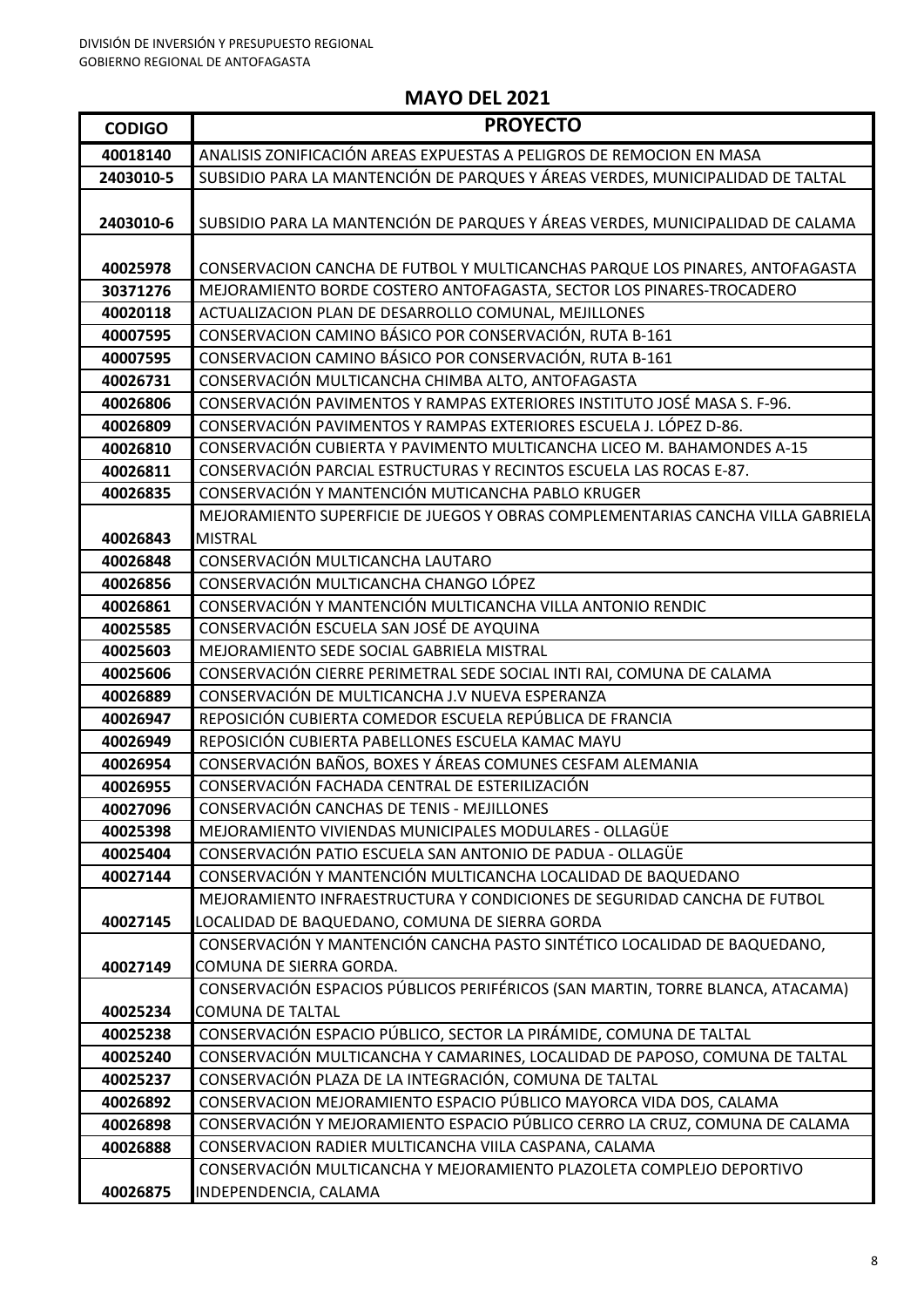## MAYO DEL 2021

| CODIGO | PROYECTO |
|---|---|
| 40018140 | ANALISIS ZONIFICACIÓN AREAS EXPUESTAS A PELIGROS DE REMOCION EN MASA |
| 2403010-5 | SUBSIDIO PARA LA MANTENCIÓN DE PARQUES Y ÁREAS VERDES, MUNICIPALIDAD DE TALTAL |
| 2403010-6 | SUBSIDIO PARA LA MANTENCIÓN DE PARQUES Y ÁREAS VERDES, MUNICIPALIDAD DE CALAMA |
| 40025978 | CONSERVACION CANCHA DE FUTBOL Y MULTICANCHAS PARQUE LOS PINARES, ANTOFAGASTA |
| 30371276 | MEJORAMIENTO BORDE COSTERO ANTOFAGASTA, SECTOR LOS PINARES-TROCADERO |
| 40020118 | ACTUALIZACION PLAN DE DESARROLLO COMUNAL, MEJILLONES |
| 40007595 | CONSERVACION CAMINO BÁSICO POR CONSERVACIÓN, RUTA B-161 |
| 40007595 | CONSERVACION CAMINO BÁSICO POR CONSERVACIÓN, RUTA B-161 |
| 40026731 | CONSERVACIÓN MULTICANCHA CHIMBA ALTO, ANTOFAGASTA |
| 40026806 | CONSERVACIÓN PAVIMENTOS Y RAMPAS EXTERIORES INSTITUTO JOSÉ MASA S. F-96. |
| 40026809 | CONSERVACIÓN PAVIMENTOS Y RAMPAS EXTERIORES ESCUELA J. LÓPEZ D-86. |
| 40026810 | CONSERVACIÓN CUBIERTA Y PAVIMENTO MULTICANCHA LICEO M. BAHAMONDES A-15 |
| 40026811 | CONSERVACIÓN PARCIAL ESTRUCTURAS Y RECINTOS ESCUELA LAS ROCAS E-87. |
| 40026835 | CONSERVACIÓN Y MANTENCIÓN MUTICANCHA PABLO KRUGER |
| 40026843 | MEJORAMIENTO SUPERFICIE DE JUEGOS Y OBRAS COMPLEMENTARIAS CANCHA VILLA GABRIELA MISTRAL |
| 40026848 | CONSERVACIÓN MULTICANCHA LAUTARO |
| 40026856 | CONSERVACIÓN MULTICANCHA CHANGO LÓPEZ |
| 40026861 | CONSERVACIÓN Y MANTENCIÓN MULTICANCHA VILLA ANTONIO RENDIC |
| 40025585 | CONSERVACIÓN ESCUELA SAN JOSÉ DE AYQUINA |
| 40025603 | MEJORAMIENTO SEDE SOCIAL GABRIELA MISTRAL |
| 40025606 | CONSERVACIÓN CIERRE PERIMETRAL SEDE SOCIAL INTI RAI, COMUNA DE CALAMA |
| 40026889 | CONSERVACIÓN DE MULTICANCHA J.V NUEVA ESPERANZA |
| 40026947 | REPOSICIÓN CUBIERTA COMEDOR ESCUELA REPÚBLICA DE FRANCIA |
| 40026949 | REPOSICIÓN CUBIERTA PABELLONES ESCUELA KAMAC MAYU |
| 40026954 | CONSERVACIÓN BAÑOS, BOXES Y ÁREAS COMUNES CESFAM ALEMANIA |
| 40026955 | CONSERVACIÓN FACHADA CENTRAL DE ESTERILIZACIÓN |
| 40027096 | CONSERVACIÓN CANCHAS DE TENIS - MEJILLONES |
| 40025398 | MEJORAMIENTO VIVIENDAS MUNICIPALES MODULARES - OLLAGÜE |
| 40025404 | CONSERVACIÓN PATIO ESCUELA SAN ANTONIO DE PADUA - OLLAGÜE |
| 40027144 | CONSERVACIÓN Y MANTENCIÓN MULTICANCHA LOCALIDAD DE BAQUEDANO |
| 40027145 | MEJORAMIENTO INFRAESTRUCTURA Y CONDICIONES DE SEGURIDAD CANCHA DE FUTBOL LOCALIDAD DE BAQUEDANO, COMUNA DE SIERRA GORDA |
| 40027149 | CONSERVACIÓN Y MANTENCIÓN CANCHA PASTO SINTÉTICO LOCALIDAD DE BAQUEDANO, COMUNA DE SIERRA GORDA. |
| 40025234 | CONSERVACIÓN ESPACIOS PÚBLICOS PERIFÉRICOS (SAN MARTIN, TORRE BLANCA, ATACAMA) COMUNA DE TALTAL |
| 40025238 | CONSERVACIÓN ESPACIO PÚBLICO, SECTOR LA PIRÁMIDE, COMUNA DE TALTAL |
| 40025240 | CONSERVACIÓN MULTICANCHA Y CAMARINES, LOCALIDAD DE PAPOSO, COMUNA DE TALTAL |
| 40025237 | CONSERVACIÓN PLAZA DE LA INTEGRACIÓN, COMUNA DE TALTAL |
| 40026892 | CONSERVACION MEJORAMIENTO ESPACIO PÚBLICO MAYORCA VIDA DOS, CALAMA |
| 40026898 | CONSERVACIÓN Y MEJORAMIENTO ESPACIO PÚBLICO CERRO LA CRUZ, COMUNA DE CALAMA |
| 40026888 | CONSERVACION RADIER MULTICANCHA VIILA CASPANA, CALAMA |
| 40026875 | CONSERVACIÓN MULTICANCHA Y MEJORAMIENTO PLAZOLETA COMPLEJO DEPORTIVO INDEPENDENCIA, CALAMA |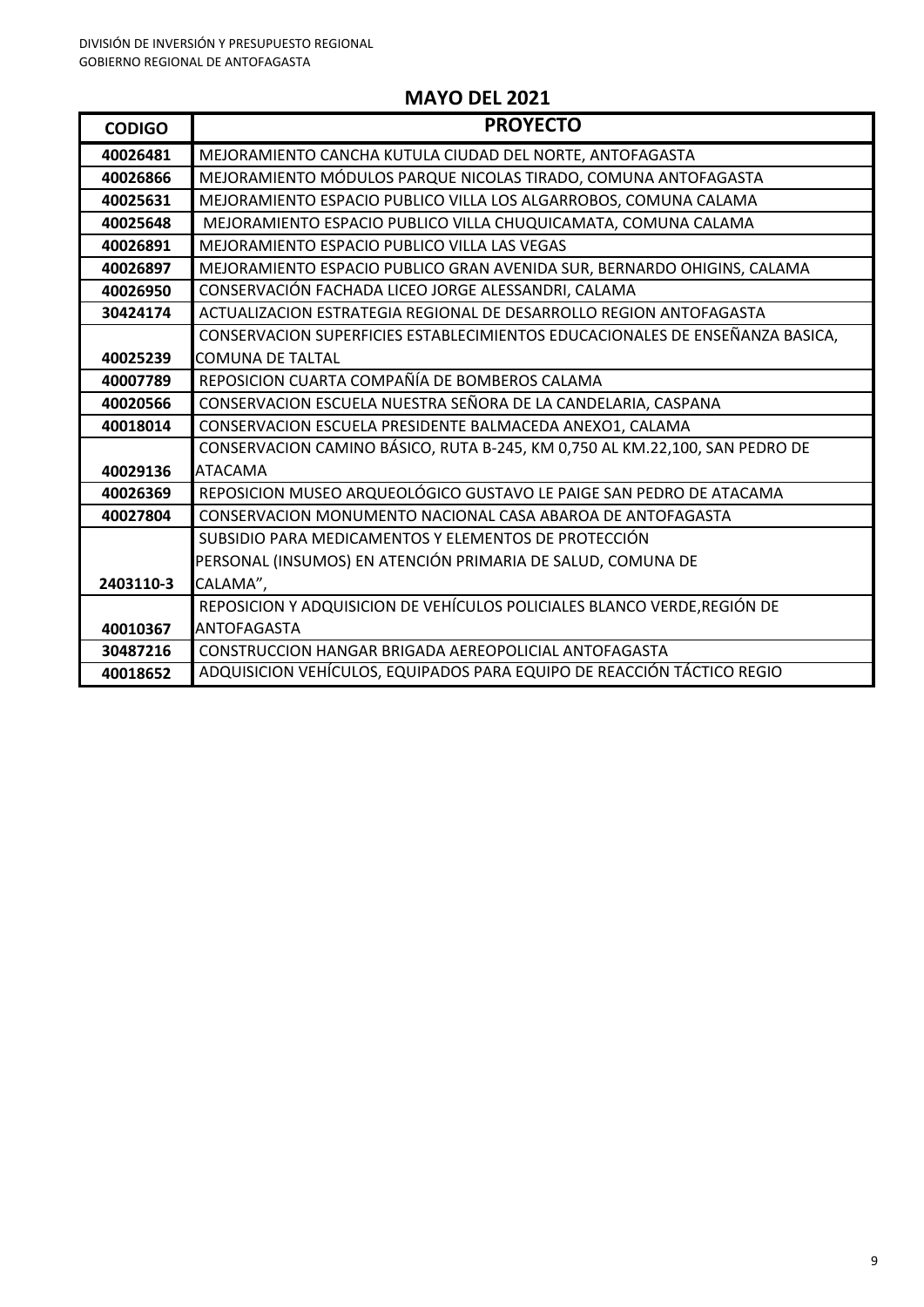DIVISIÓN DE INVERSIÓN Y PRESUPUESTO REGIONAL
GOBIERNO REGIONAL DE ANTOFAGASTA

## MAYO DEL 2021

| CODIGO | PROYECTO |
|---|---|
| 40026481 | MEJORAMIENTO CANCHA KUTULA CIUDAD DEL NORTE, ANTOFAGASTA |
| 40026866 | MEJORAMIENTO MÓDULOS PARQUE NICOLAS TIRADO, COMUNA ANTOFAGASTA |
| 40025631 | MEJORAMIENTO ESPACIO PUBLICO VILLA LOS ALGARROBOS, COMUNA CALAMA |
| 40025648 | MEJORAMIENTO ESPACIO PUBLICO VILLA CHUQUICAMATA, COMUNA CALAMA |
| 40026891 | MEJORAMIENTO ESPACIO PUBLICO VILLA LAS VEGAS |
| 40026897 | MEJORAMIENTO ESPACIO PUBLICO GRAN AVENIDA SUR, BERNARDO OHIGINS, CALAMA |
| 40026950 | CONSERVACIÓN FACHADA LICEO JORGE ALESSANDRI, CALAMA |
| 30424174 | ACTUALIZACION ESTRATEGIA REGIONAL DE DESARROLLO REGION ANTOFAGASTA |
| 40025239 | CONSERVACION SUPERFICIES ESTABLECIMIENTOS EDUCACIONALES DE ENSEÑANZA BASICA, COMUNA DE TALTAL |
| 40007789 | REPOSICION CUARTA COMPAÑÍA DE BOMBEROS CALAMA |
| 40020566 | CONSERVACION ESCUELA NUESTRA SEÑORA DE LA CANDELARIA, CASPANA |
| 40018014 | CONSERVACION ESCUELA PRESIDENTE BALMACEDA ANEXO1, CALAMA |
| 40029136 | CONSERVACION CAMINO BÁSICO, RUTA B-245, KM 0,750 AL KM.22,100, SAN PEDRO DE ATACAMA |
| 40026369 | REPOSICION MUSEO ARQUEOLÓGICO GUSTAVO LE PAIGE SAN PEDRO DE ATACAMA |
| 40027804 | CONSERVACION MONUMENTO NACIONAL CASA ABAROA DE ANTOFAGASTA |
| 2403110-3 | SUBSIDIO PARA MEDICAMENTOS Y ELEMENTOS DE PROTECCIÓN PERSONAL (INSUMOS) EN ATENCIÓN PRIMARIA DE SALUD, COMUNA DE CALAMA", |
| 40010367 | REPOSICION Y ADQUISICION DE VEHÍCULOS POLICIALES BLANCO VERDE,REGIÓN DE ANTOFAGASTA |
| 30487216 | CONSTRUCCION HANGAR BRIGADA AEREOPOLICIAL ANTOFAGASTA |
| 40018652 | ADQUISICION VEHÍCULOS, EQUIPADOS PARA EQUIPO DE REACCIÓN TÁCTICO REGIO |